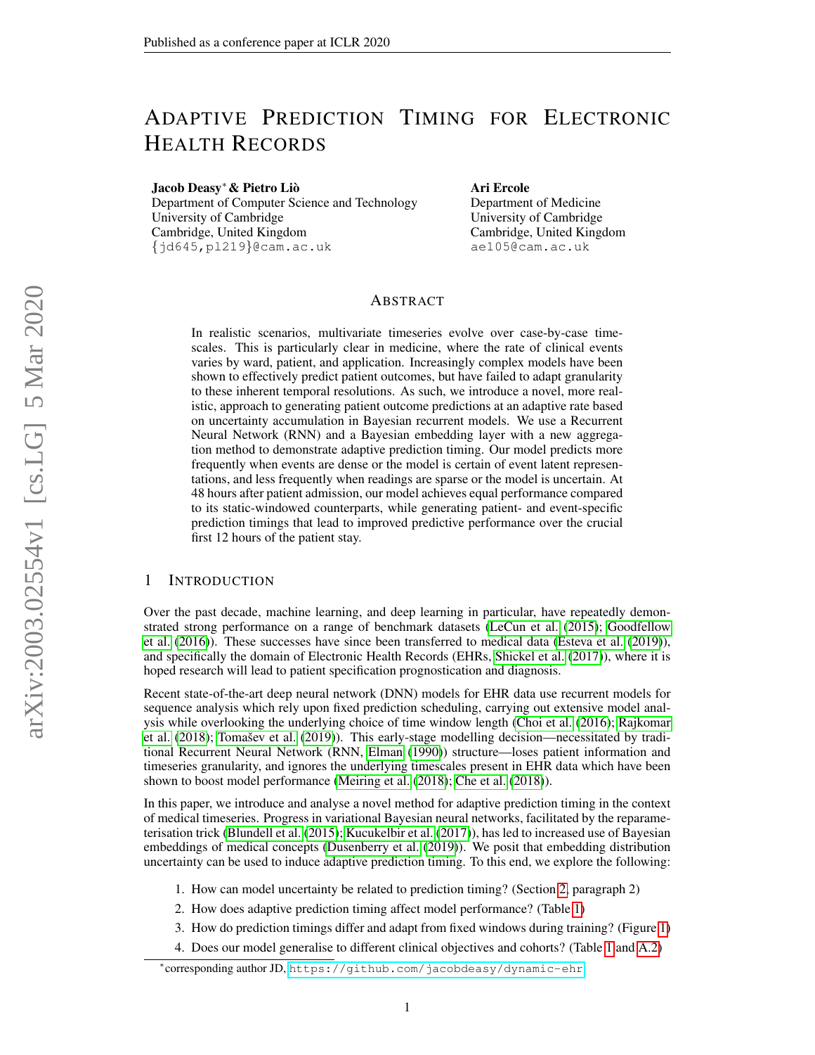# Adaptive Prediction Timing for Electronic Health Records

**Jacob Deasy*** **& Pietro Liò**
Department of Computer Science and Technology
University of Cambridge
Cambridge, United Kingdom
{jd645,pl219}@cam.ac.uk

**Ari Ercole**
Department of Medicine
University of Cambridge
Cambridge, United Kingdom
ae105@cam.ac.uk

## Abstract

In realistic scenarios, multivariate timeseries evolve over case-by-case timescales. This is particularly clear in medicine, where the rate of clinical events varies by ward, patient, and application. Increasingly complex models have been shown to effectively predict patient outcomes, but have failed to adapt granularity to these inherent temporal resolutions. As such, we introduce a novel, more realistic, approach to generating patient outcome predictions at an adaptive rate based on uncertainty accumulation in Bayesian recurrent models. We use a Recurrent Neural Network (RNN) and a Bayesian embedding layer with a new aggregation method to demonstrate adaptive prediction timing. Our model predicts more frequently when events are dense or the model is certain of event latent representations, and less frequently when readings are sparse or the model is uncertain. At 48 hours after patient admission, our model achieves equal performance compared to its static-windowed counterparts, while generating patient- and event-specific prediction timings that lead to improved predictive performance over the crucial first 12 hours of the patient stay.

## 1 Introduction

Over the past decade, machine learning, and deep learning in particular, have repeatedly demonstrated strong performance on a range of benchmark datasets (LeCun et al. (2015); Goodfellow et al. (2016)). These successes have since been transferred to medical data (Esteva et al. (2019)), and specifically the domain of Electronic Health Records (EHRs, Shickel et al. (2017)), where it is hoped research will lead to patient specification prognostication and diagnosis.

Recent state-of-the-art deep neural network (DNN) models for EHR data use recurrent models for sequence analysis which rely upon fixed prediction scheduling, carrying out extensive model analysis while overlooking the underlying choice of time window length (Choi et al. (2016); Rajkomar et al. (2018); Tomašev et al. (2019)). This early-stage modelling decision—necessitated by traditional Recurrent Neural Network (RNN, Elman (1990)) structure—loses patient information and timeseries granularity, and ignores the underlying timescales present in EHR data which have been shown to boost model performance (Meiring et al. (2018); Che et al. (2018)).

In this paper, we introduce and analyse a novel method for adaptive prediction timing in the context of medical timeseries. Progress in variational Bayesian neural networks, facilitated by the reparameterisation trick (Blundell et al. (2015); Kucukelbir et al. (2017)), has led to increased use of Bayesian embeddings of medical concepts (Dusenberry et al. (2019)). We posit that embedding distribution uncertainty can be used to induce adaptive prediction timing. To this end, we explore the following:

1. How can model uncertainty be related to prediction timing? (Section 2, paragraph 2)
2. How does adaptive prediction timing affect model performance? (Table 1)
3. How do prediction timings differ and adapt from fixed windows during training? (Figure 1)
4. Does our model generalise to different clinical objectives and cohorts? (Table 1 and A.2)

*corresponding author JD, https://github.com/jacobdeasy/dynamic-ehr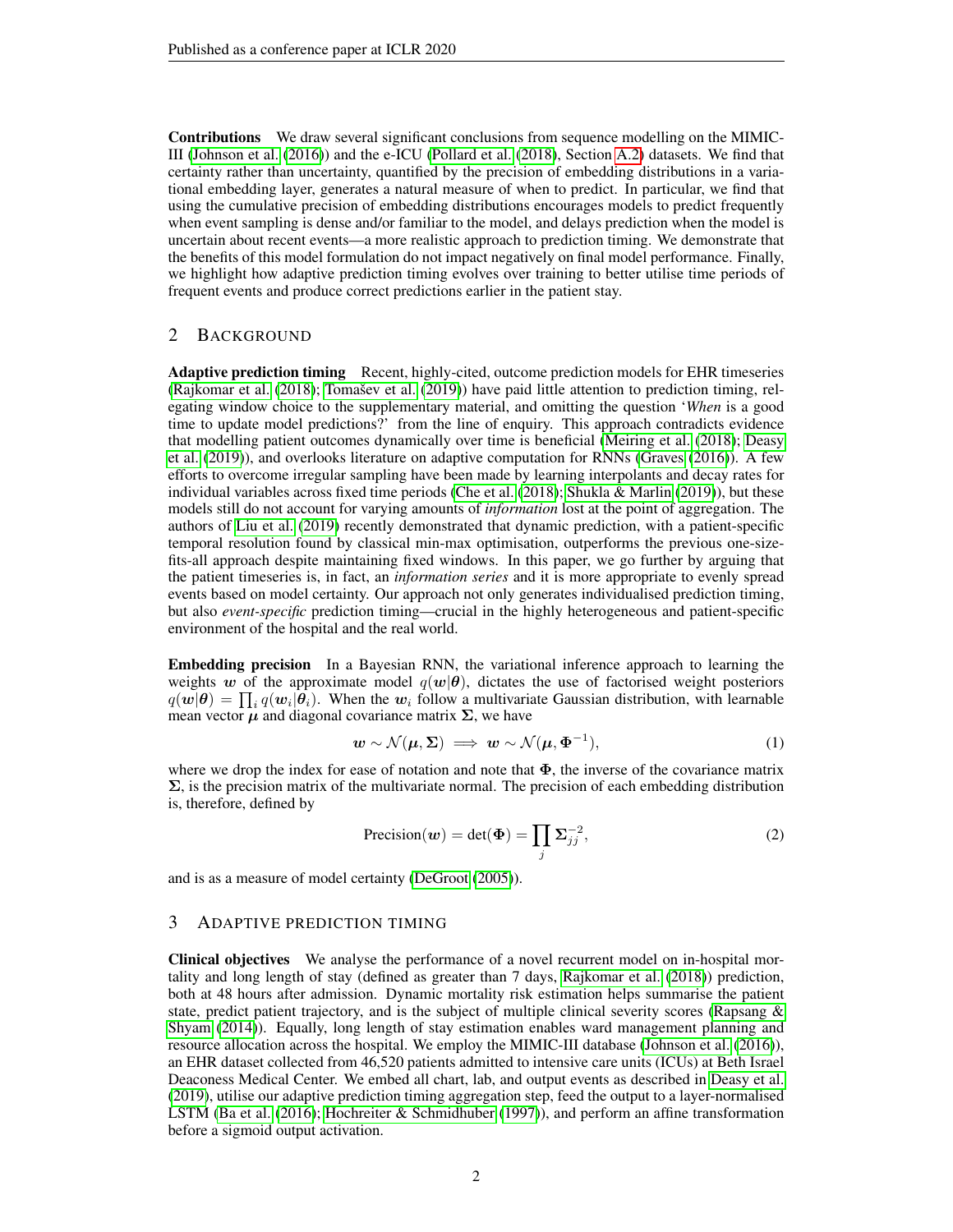**Contributions** We draw several significant conclusions from sequence modelling on the MIMIC-III (Johnson et al. (2016)) and the e-ICU (Pollard et al. (2018), Section A.2) datasets. We find that certainty rather than uncertainty, quantified by the precision of embedding distributions in a variational embedding layer, generates a natural measure of when to predict. In particular, we find that using the cumulative precision of embedding distributions encourages models to predict frequently when event sampling is dense and/or familiar to the model, and delays prediction when the model is uncertain about recent events—a more realistic approach to prediction timing. We demonstrate that the benefits of this model formulation do not impact negatively on final model performance. Finally, we highlight how adaptive prediction timing evolves over training to better utilise time periods of frequent events and produce correct predictions earlier in the patient stay.

## 2 Background

**Adaptive prediction timing** Recent, highly-cited, outcome prediction models for EHR timeseries (Rajkomar et al. (2018); Tomašev et al. (2019)) have paid little attention to prediction timing, relegating window choice to the supplementary material, and omitting the question '*When* is a good time to update model predictions?' from the line of enquiry. This approach contradicts evidence that modelling patient outcomes dynamically over time is beneficial (Meiring et al. (2018); Deasy et al. (2019)), and overlooks literature on adaptive computation for RNNs (Graves (2016)). A few efforts to overcome irregular sampling have been made by learning interpolants and decay rates for individual variables across fixed time periods (Che et al. (2018); Shukla & Marlin (2019)), but these models still do not account for varying amounts of *information* lost at the point of aggregation. The authors of Liu et al. (2019) recently demonstrated that dynamic prediction, with a patient-specific temporal resolution found by classical min-max optimisation, outperforms the previous one-size-fits-all approach despite maintaining fixed windows. In this paper, we go further by arguing that the patient timeseries is, in fact, an *information series* and it is more appropriate to evenly spread events based on model certainty. Our approach not only generates individualised prediction timing, but also *event-specific* prediction timing—crucial in the highly heterogeneous and patient-specific environment of the hospital and the real world.

**Embedding precision** In a Bayesian RNN, the variational inference approach to learning the weights $\boldsymbol{w}$ of the approximate model $q(\boldsymbol{w}|\boldsymbol{\theta})$, dictates the use of factorised weight posteriors $q(\boldsymbol{w}|\boldsymbol{\theta}) = \prod_i q(\boldsymbol{w}_i|\boldsymbol{\theta}_i)$. When the $\boldsymbol{w}_i$ follow a multivariate Gaussian distribution, with learnable mean vector $\boldsymbol{\mu}$ and diagonal covariance matrix $\boldsymbol{\Sigma}$, we have

$$\boldsymbol{w} \sim \mathcal{N}(\boldsymbol{\mu}, \boldsymbol{\Sigma}) \implies \boldsymbol{w} \sim \mathcal{N}(\boldsymbol{\mu}, \boldsymbol{\Phi}^{-1}), \tag{1}$$

where we drop the index for ease of notation and note that $\boldsymbol{\Phi}$, the inverse of the covariance matrix $\boldsymbol{\Sigma}$, is the precision matrix of the multivariate normal. The precision of each embedding distribution is, therefore, defined by

$$\text{Precision}(\boldsymbol{w}) = \det(\boldsymbol{\Phi}) = \prod_j \boldsymbol{\Sigma}_{jj}^{-2}, \tag{2}$$

and is as a measure of model certainty (DeGroot (2005)).

## 3 Adaptive Prediction Timing

**Clinical objectives** We analyse the performance of a novel recurrent model on in-hospital mortality and long length of stay (defined as greater than 7 days, Rajkomar et al. (2018)) prediction, both at 48 hours after admission. Dynamic mortality risk estimation helps summarise the patient state, predict patient trajectory, and is the subject of multiple clinical severity scores (Rapsang & Shyam (2014)). Equally, long length of stay estimation enables ward management planning and resource allocation across the hospital. We employ the MIMIC-III database (Johnson et al. (2016)), an EHR dataset collected from 46,520 patients admitted to intensive care units (ICUs) at Beth Israel Deaconess Medical Center. We embed all chart, lab, and output events as described in Deasy et al. (2019), utilise our adaptive prediction timing aggregation step, feed the output to a layer-normalised LSTM (Ba et al. (2016); Hochreiter & Schmidhuber (1997)), and perform an affine transformation before a sigmoid output activation.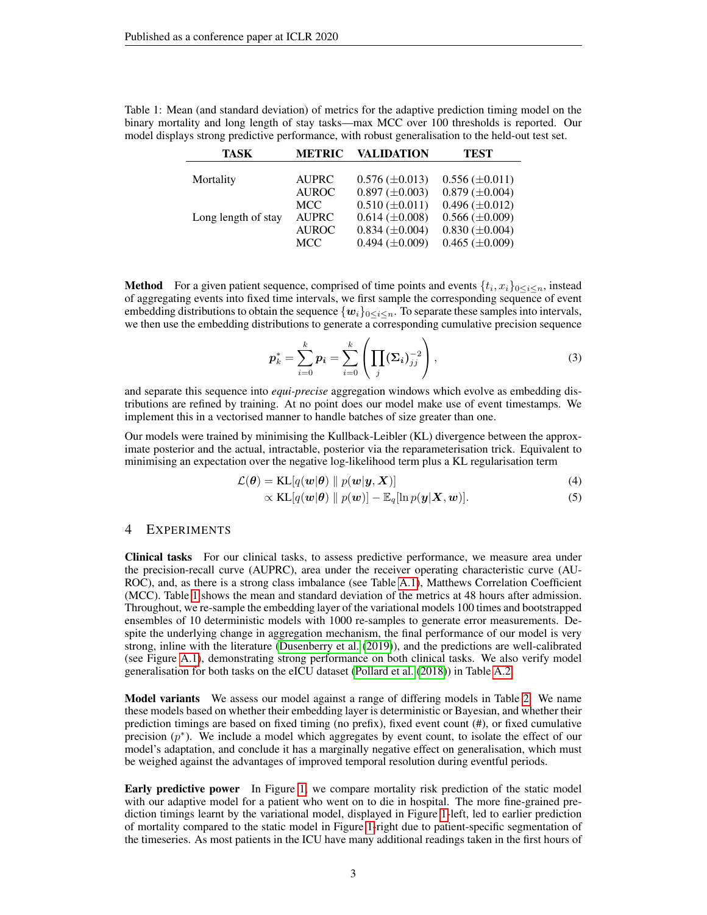Table 1: Mean (and standard deviation) of metrics for the adaptive prediction timing model on the binary mortality and long length of stay tasks—max MCC over 100 thresholds is reported. Our model displays strong predictive performance, with robust generalisation to the held-out test set.

| TASK | METRIC | VALIDATION | TEST |
|---|---|---|---|
| Mortality | AUPRC | 0.576 ($\pm$0.013) | 0.556 ($\pm$0.011) |
| | AUROC | 0.897 ($\pm$0.003) | 0.879 ($\pm$0.004) |
| | MCC | 0.510 ($\pm$0.011) | 0.496 ($\pm$0.012) |
| Long length of stay | AUPRC | 0.614 ($\pm$0.008) | 0.566 ($\pm$0.009) |
| | AUROC | 0.834 ($\pm$0.004) | 0.830 ($\pm$0.004) |
| | MCC | 0.494 ($\pm$0.009) | 0.465 ($\pm$0.009) |

**Method** For a given patient sequence, comprised of time points and events $\{t_i, x_i\}_{0 \le i \le n}$, instead of aggregating events into fixed time intervals, we first sample the corresponding sequence of event embedding distributions to obtain the sequence $\{\boldsymbol{w}_i\}_{0 \le i \le n}$. To separate these samples into intervals, we then use the embedding distributions to generate a corresponding cumulative precision sequence

$$\boldsymbol{p}^*_k = \sum_{i=0}^{k} \boldsymbol{p_i} = \sum_{i=0}^{k} \left( \prod_j (\boldsymbol{\Sigma_i})^{-2}_{jj} \right), \tag{3}$$

and separate this sequence into *equi-precise* aggregation windows which evolve as embedding distributions are refined by training. At no point does our model make use of event timestamps. We implement this in a vectorised manner to handle batches of size greater than one.

Our models were trained by minimising the Kullback-Leibler (KL) divergence between the approximate posterior and the actual, intractable, posterior via the reparameterisation trick. Equivalent to minimising an expectation over the negative log-likelihood term plus a KL regularisation term

$$\mathcal{L}(\boldsymbol{\theta}) = \mathrm{KL}[q(\boldsymbol{w}|\boldsymbol{\theta}) \parallel p(\boldsymbol{w}|\boldsymbol{y}, \boldsymbol{X})] \tag{4}$$

$$\propto \mathrm{KL}[q(\boldsymbol{w}|\boldsymbol{\theta}) \parallel p(\boldsymbol{w})] - \mathbb{E}_q[\ln p(\boldsymbol{y}|\boldsymbol{X}, \boldsymbol{w})]. \tag{5}$$

## 4 Experiments

**Clinical tasks** For our clinical tasks, to assess predictive performance, we measure area under the precision-recall curve (AUPRC), area under the receiver operating characteristic curve (AUROC), and, as there is a strong class imbalance (see Table A.1), Matthews Correlation Coefficient (MCC). Table 1 shows the mean and standard deviation of the metrics at 48 hours after admission. Throughout, we re-sample the embedding layer of the variational models 100 times and bootstrapped ensembles of 10 deterministic models with 1000 re-samples to generate error measurements. Despite the underlying change in aggregation mechanism, the final performance of our model is very strong, inline with the literature (Dusenberry et al. (2019)), and the predictions are well-calibrated (see Figure A.1), demonstrating strong performance on both clinical tasks. We also verify model generalisation for both tasks on the eICU dataset (Pollard et al. (2018)) in Table A.2.

**Model variants** We assess our model against a range of differing models in Table 2. We name these models based on whether their embedding layer is deterministic or Bayesian, and whether their prediction timings are based on fixed timing (no prefix), fixed event count (#), or fixed cumulative precision ($p^*$). We include a model which aggregates by event count, to isolate the effect of our model's adaptation, and conclude it has a marginally negative effect on generalisation, which must be weighed against the advantages of improved temporal resolution during eventful periods.

**Early predictive power** In Figure 1, we compare mortality risk prediction of the static model with our adaptive model for a patient who went on to die in hospital. The more fine-grained prediction timings learnt by the variational model, displayed in Figure 1-left, led to earlier prediction of mortality compared to the static model in Figure 1-right due to patient-specific segmentation of the timeseries. As most patients in the ICU have many additional readings taken in the first hours of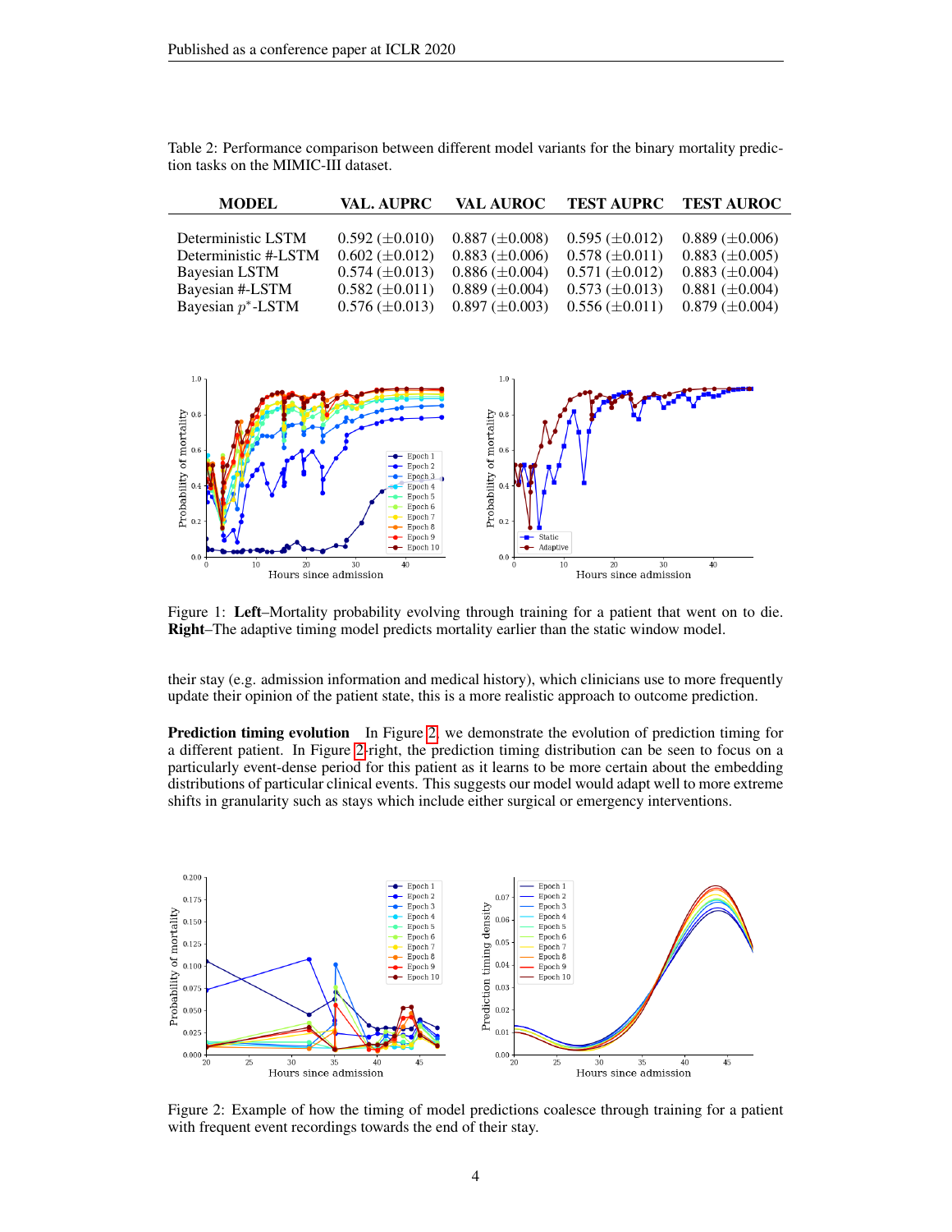Table 2: Performance comparison between different model variants for the binary mortality prediction tasks on the MIMIC-III dataset.

| MODEL | VAL. AUPRC | VAL AUROC | TEST AUPRC | TEST AUROC |
|---|---|---|---|---|
| Deterministic LSTM | 0.592 ($\pm$0.010) | 0.887 ($\pm$0.008) | 0.595 ($\pm$0.012) | 0.889 ($\pm$0.006) |
| Deterministic #-LSTM | 0.602 ($\pm$0.012) | 0.883 ($\pm$0.006) | 0.578 ($\pm$0.011) | 0.883 ($\pm$0.005) |
| Bayesian LSTM | 0.574 ($\pm$0.013) | 0.886 ($\pm$0.004) | 0.571 ($\pm$0.012) | 0.883 ($\pm$0.004) |
| Bayesian #-LSTM | 0.582 ($\pm$0.011) | 0.889 ($\pm$0.004) | 0.573 ($\pm$0.013) | 0.881 ($\pm$0.004) |
| Bayesian $p^*$-LSTM | 0.576 ($\pm$0.013) | 0.897 ($\pm$0.003) | 0.556 ($\pm$0.011) | 0.879 ($\pm$0.004) |

Figure 1: **Left**–Mortality probability evolving through training for a patient that went on to die. **Right**–The adaptive timing model predicts mortality earlier than the static window model.

their stay (e.g. admission information and medical history), which clinicians use to more frequently update their opinion of the patient state, this is a more realistic approach to outcome prediction.

**Prediction timing evolution** In Figure 2, we demonstrate the evolution of prediction timing for a different patient. In Figure 2-right, the prediction timing distribution can be seen to focus on a particularly event-dense period for this patient as it learns to be more certain about the embedding distributions of particular clinical events. This suggests our model would adapt well to more extreme shifts in granularity such as stays which include either surgical or emergency interventions.

Figure 2: Example of how the timing of model predictions coalesce through training for a patient with frequent event recordings towards the end of their stay.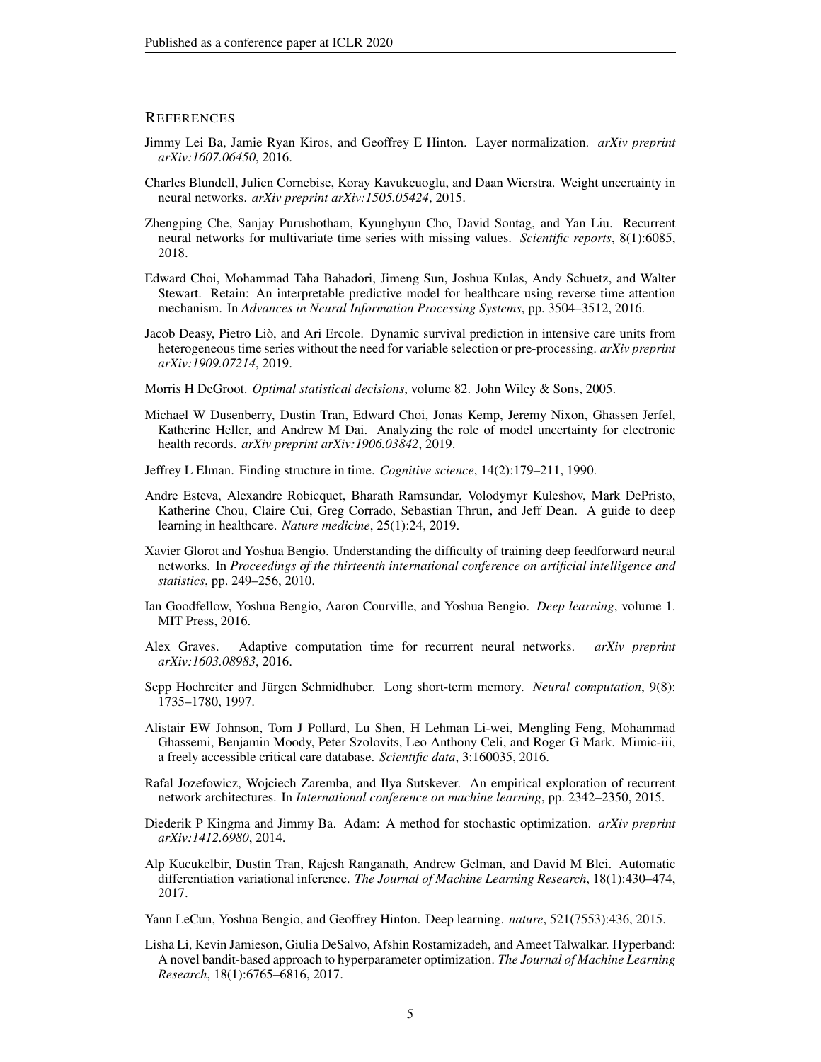## REFERENCES

Jimmy Lei Ba, Jamie Ryan Kiros, and Geoffrey E Hinton. Layer normalization. *arXiv preprint arXiv:1607.06450*, 2016.

Charles Blundell, Julien Cornebise, Koray Kavukcuoglu, and Daan Wierstra. Weight uncertainty in neural networks. *arXiv preprint arXiv:1505.05424*, 2015.

Zhengping Che, Sanjay Purushotham, Kyunghyun Cho, David Sontag, and Yan Liu. Recurrent neural networks for multivariate time series with missing values. *Scientific reports*, 8(1):6085, 2018.

Edward Choi, Mohammad Taha Bahadori, Jimeng Sun, Joshua Kulas, Andy Schuetz, and Walter Stewart. Retain: An interpretable predictive model for healthcare using reverse time attention mechanism. In *Advances in Neural Information Processing Systems*, pp. 3504–3512, 2016.

Jacob Deasy, Pietro Liò, and Ari Ercole. Dynamic survival prediction in intensive care units from heterogeneous time series without the need for variable selection or pre-processing. *arXiv preprint arXiv:1909.07214*, 2019.

Morris H DeGroot. *Optimal statistical decisions*, volume 82. John Wiley & Sons, 2005.

Michael W Dusenberry, Dustin Tran, Edward Choi, Jonas Kemp, Jeremy Nixon, Ghassen Jerfel, Katherine Heller, and Andrew M Dai. Analyzing the role of model uncertainty for electronic health records. *arXiv preprint arXiv:1906.03842*, 2019.

Jeffrey L Elman. Finding structure in time. *Cognitive science*, 14(2):179–211, 1990.

Andre Esteva, Alexandre Robicquet, Bharath Ramsundar, Volodymyr Kuleshov, Mark DePristo, Katherine Chou, Claire Cui, Greg Corrado, Sebastian Thrun, and Jeff Dean. A guide to deep learning in healthcare. *Nature medicine*, 25(1):24, 2019.

Xavier Glorot and Yoshua Bengio. Understanding the difficulty of training deep feedforward neural networks. In *Proceedings of the thirteenth international conference on artificial intelligence and statistics*, pp. 249–256, 2010.

Ian Goodfellow, Yoshua Bengio, Aaron Courville, and Yoshua Bengio. *Deep learning*, volume 1. MIT Press, 2016.

Alex Graves. Adaptive computation time for recurrent neural networks. *arXiv preprint arXiv:1603.08983*, 2016.

Sepp Hochreiter and Jürgen Schmidhuber. Long short-term memory. *Neural computation*, 9(8): 1735–1780, 1997.

Alistair EW Johnson, Tom J Pollard, Lu Shen, H Lehman Li-wei, Mengling Feng, Mohammad Ghassemi, Benjamin Moody, Peter Szolovits, Leo Anthony Celi, and Roger G Mark. Mimic-iii, a freely accessible critical care database. *Scientific data*, 3:160035, 2016.

Rafal Jozefowicz, Wojciech Zaremba, and Ilya Sutskever. An empirical exploration of recurrent network architectures. In *International conference on machine learning*, pp. 2342–2350, 2015.

Diederik P Kingma and Jimmy Ba. Adam: A method for stochastic optimization. *arXiv preprint arXiv:1412.6980*, 2014.

Alp Kucukelbir, Dustin Tran, Rajesh Ranganath, Andrew Gelman, and David M Blei. Automatic differentiation variational inference. *The Journal of Machine Learning Research*, 18(1):430–474, 2017.

Yann LeCun, Yoshua Bengio, and Geoffrey Hinton. Deep learning. *nature*, 521(7553):436, 2015.

Lisha Li, Kevin Jamieson, Giulia DeSalvo, Afshin Rostamizadeh, and Ameet Talwalkar. Hyperband: A novel bandit-based approach to hyperparameter optimization. *The Journal of Machine Learning Research*, 18(1):6765–6816, 2017.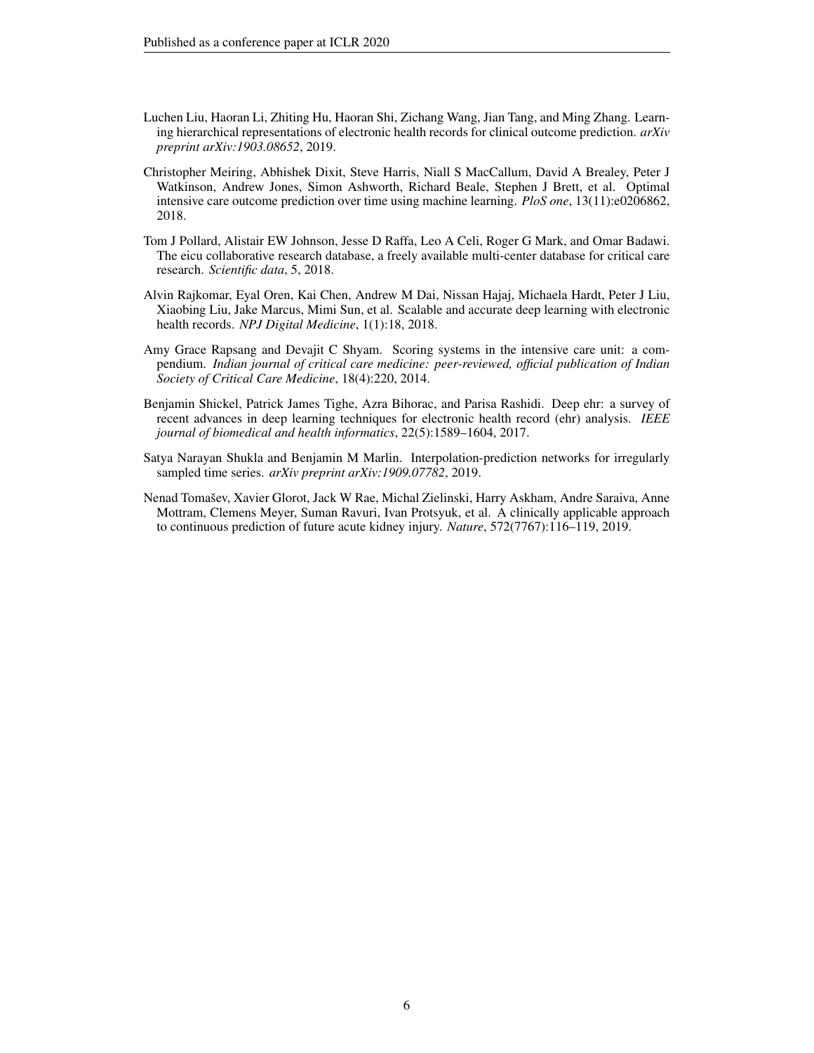Luchen Liu, Haoran Li, Zhiting Hu, Haoran Shi, Zichang Wang, Jian Tang, and Ming Zhang. Learning hierarchical representations of electronic health records for clinical outcome prediction. *arXiv preprint arXiv:1903.08652*, 2019.

Christopher Meiring, Abhishek Dixit, Steve Harris, Niall S MacCallum, David A Brealey, Peter J Watkinson, Andrew Jones, Simon Ashworth, Richard Beale, Stephen J Brett, et al. Optimal intensive care outcome prediction over time using machine learning. *PloS one*, 13(11):e0206862, 2018.

Tom J Pollard, Alistair EW Johnson, Jesse D Raffa, Leo A Celi, Roger G Mark, and Omar Badawi. The eicu collaborative research database, a freely available multi-center database for critical care research. *Scientific data*, 5, 2018.

Alvin Rajkomar, Eyal Oren, Kai Chen, Andrew M Dai, Nissan Hajaj, Michaela Hardt, Peter J Liu, Xiaobing Liu, Jake Marcus, Mimi Sun, et al. Scalable and accurate deep learning with electronic health records. *NPJ Digital Medicine*, 1(1):18, 2018.

Amy Grace Rapsang and Devajit C Shyam. Scoring systems in the intensive care unit: a compendium. *Indian journal of critical care medicine: peer-reviewed, official publication of Indian Society of Critical Care Medicine*, 18(4):220, 2014.

Benjamin Shickel, Patrick James Tighe, Azra Bihorac, and Parisa Rashidi. Deep ehr: a survey of recent advances in deep learning techniques for electronic health record (ehr) analysis. *IEEE journal of biomedical and health informatics*, 22(5):1589–1604, 2017.

Satya Narayan Shukla and Benjamin M Marlin. Interpolation-prediction networks for irregularly sampled time series. *arXiv preprint arXiv:1909.07782*, 2019.

Nenad Tomašev, Xavier Glorot, Jack W Rae, Michal Zielinski, Harry Askham, Andre Saraiva, Anne Mottram, Clemens Meyer, Suman Ravuri, Ivan Protsyuk, et al. A clinically applicable approach to continuous prediction of future acute kidney injury. *Nature*, 572(7767):116–119, 2019.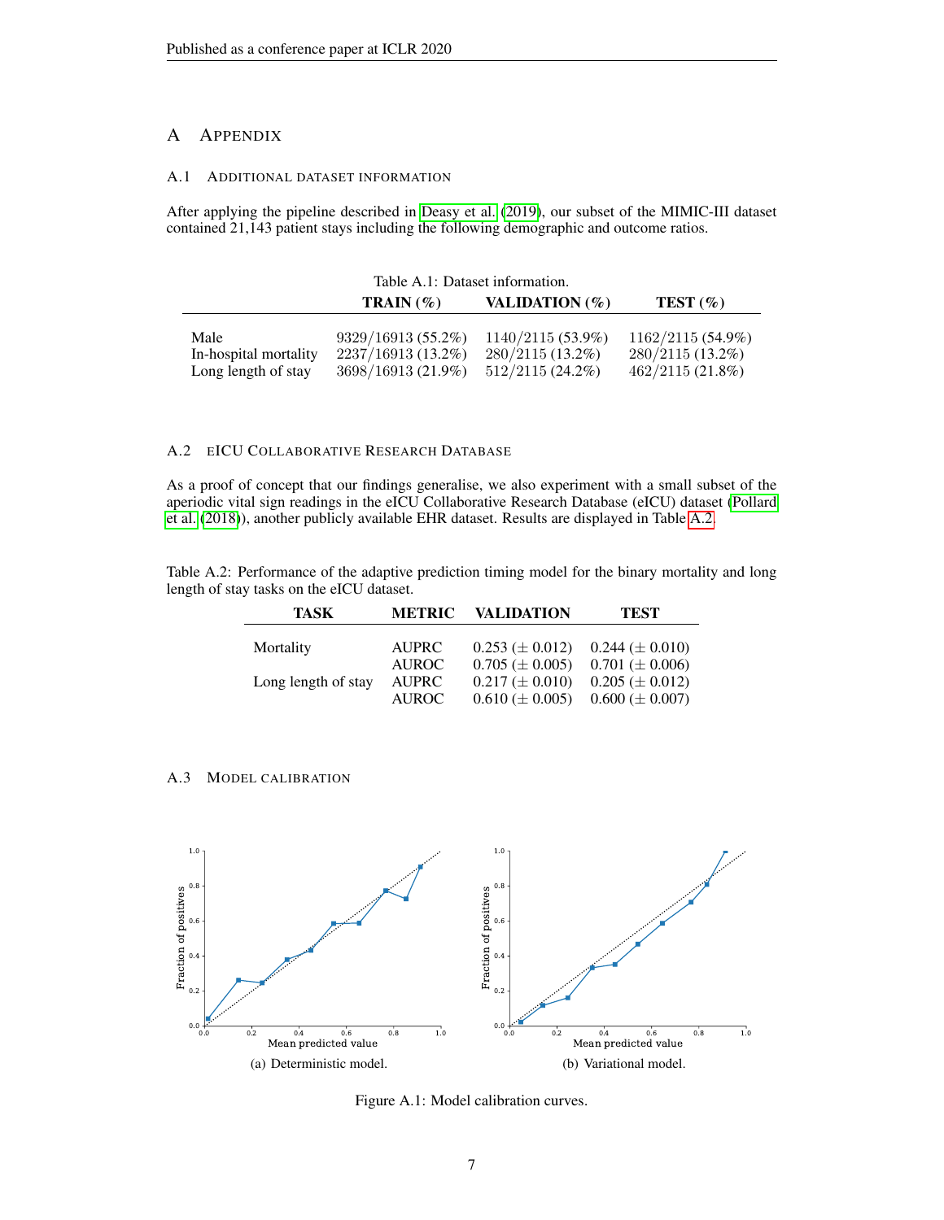# A Appendix

## A.1 Additional dataset information

After applying the pipeline described in Deasy et al. (2019), our subset of the MIMIC-III dataset contained 21,143 patient stays including the following demographic and outcome ratios.

Table A.1: Dataset information.

| | **TRAIN (%)** | **VALIDATION (%)** | **TEST (%)** |
|---|---|---|---|
| Male | 9329/16913 (55.2%) | 1140/2115 (53.9%) | 1162/2115 (54.9%) |
| In-hospital mortality | 2237/16913 (13.2%) | 280/2115 (13.2%) | 280/2115 (13.2%) |
| Long length of stay | 3698/16913 (21.9%) | 512/2115 (24.2%) | 462/2115 (21.8%) |

## A.2 eICU Collaborative Research Database

As a proof of concept that our findings generalise, we also experiment with a small subset of the aperiodic vital sign readings in the eICU Collaborative Research Database (eICU) dataset (Pollard et al. (2018)), another publicly available EHR dataset. Results are displayed in Table A.2.

Table A.2: Performance of the adaptive prediction timing model for the binary mortality and long length of stay tasks on the eICU dataset.

| **TASK** | **METRIC** | **VALIDATION** | **TEST** |
|---|---|---|---|
| Mortality | AUPRC | 0.253 ($\pm$ 0.012) | 0.244 ($\pm$ 0.010) |
| | AUROC | 0.705 ($\pm$ 0.005) | 0.701 ($\pm$ 0.006) |
| Long length of stay | AUPRC | 0.217 ($\pm$ 0.010) | 0.205 ($\pm$ 0.012) |
| | AUROC | 0.610 ($\pm$ 0.005) | 0.600 ($\pm$ 0.007) |

## A.3 Model calibration

(a) Deterministic model.

(b) Variational model.

Figure A.1: Model calibration curves.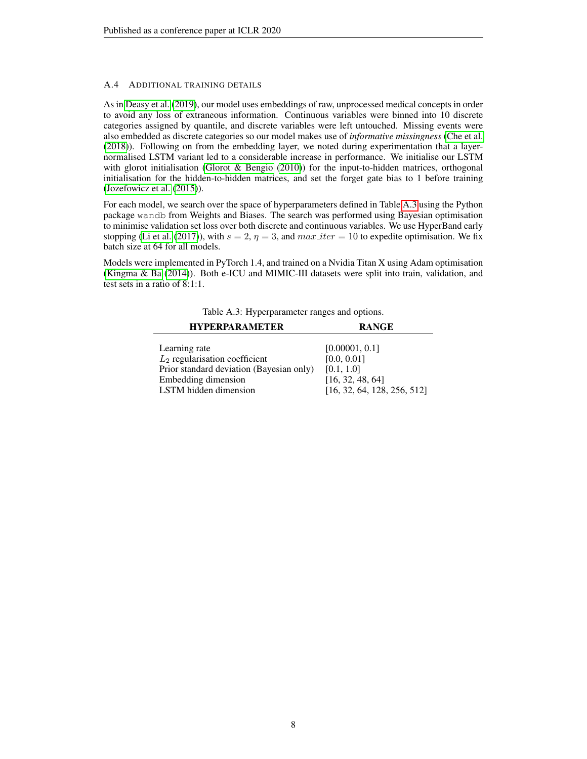### A.4 Additional training details

As in Deasy et al. (2019), our model uses embeddings of raw, unprocessed medical concepts in order to avoid any loss of extraneous information. Continuous variables were binned into 10 discrete categories assigned by quantile, and discrete variables were left untouched. Missing events were also embedded as discrete categories so our model makes use of *informative missingness* (Che et al. (2018)). Following on from the embedding layer, we noted during experimentation that a layer-normalised LSTM variant led to a considerable increase in performance. We initialise our LSTM with glorot initialisation (Glorot & Bengio (2010)) for the input-to-hidden matrices, orthogonal initialisation for the hidden-to-hidden matrices, and set the forget gate bias to 1 before training (Jozefowicz et al. (2015)).

For each model, we search over the space of hyperparameters defined in Table A.3 using the Python package `wandb` from Weights and Biases. The search was performed using Bayesian optimisation to minimise validation set loss over both discrete and continuous variables. We use HyperBand early stopping (Li et al. (2017)), with $s = 2$, $\eta = 3$, and $max\_iter = 10$ to expedite optimisation. We fix batch size at 64 for all models.

Models were implemented in PyTorch 1.4, and trained on a Nvidia Titan X using Adam optimisation (Kingma & Ba (2014)). Both e-ICU and MIMIC-III datasets were split into train, validation, and test sets in a ratio of 8:1:1.

Table A.3: Hyperparameter ranges and options.

| HYPERPARAMETER | RANGE |
|---|---|
| Learning rate | [0.00001, 0.1] |
| $L_2$ regularisation coefficient | [0.0, 0.01] |
| Prior standard deviation (Bayesian only) | [0.1, 1.0] |
| Embedding dimension | [16, 32, 48, 64] |
| LSTM hidden dimension | [16, 32, 64, 128, 256, 512] |